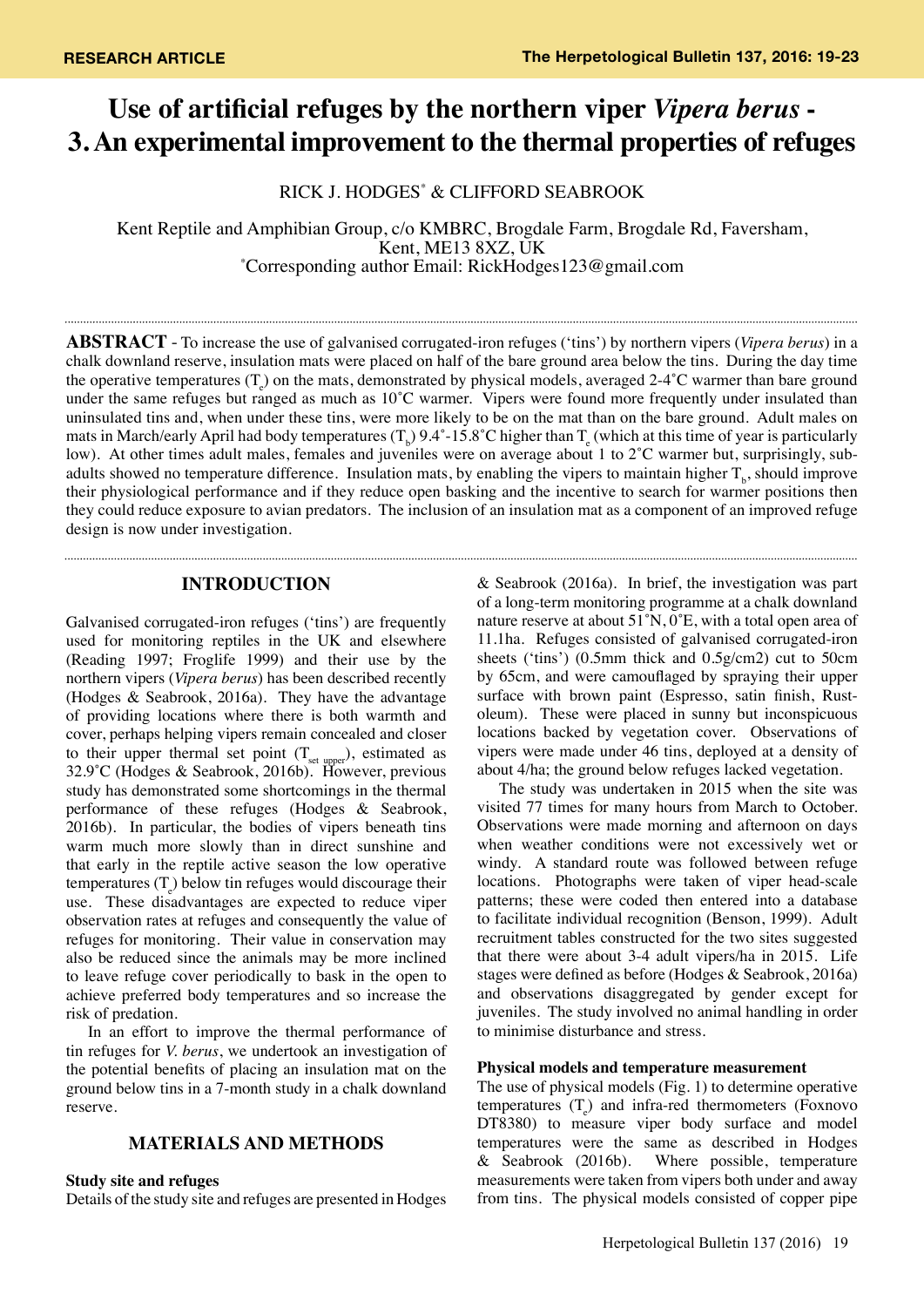**RESEARCH ARTICLE**

# Use of artificial refuges by the northern viper *Vipera berus* - 3. An experimental improvement to the thermal properties of refuges

RICK J. HODGES[*] & CLIFFORD SEABROOK

Kent Reptile and Amphibian Group, c/o KMBRC, Brogdale Farm, Brogdale Rd, Faversham, Kent, ME13 8XZ, UK
[*]Corresponding author Email: RickHodges123@gmail.com

**ABSTRACT** - To increase the use of galvanised corrugated-iron refuges ('tins') by northern vipers (*Vipera berus*) in a chalk downland reserve, insulation mats were placed on half of the bare ground area below the tins. During the day time the operative temperatures ($T_e$) on the mats, demonstrated by physical models, averaged 2-4˚C warmer than bare ground under the same refuges but ranged as much as 10˚C warmer. Vipers were found more frequently under insulated than uninsulated tins and, when under these tins, were more likely to be on the mat than on the bare ground. Adult males on mats in March/early April had body temperatures ($T_b$) 9.4˚-15.8˚C higher than $T_e$ (which at this time of year is particularly low). At other times adult males, females and juveniles were on average about 1 to 2˚C warmer but, surprisingly, sub-adults showed no temperature difference. Insulation mats, by enabling the vipers to maintain higher $T_b$, should improve their physiological performance and if they reduce open basking and the incentive to search for warmer positions then they could reduce exposure to avian predators. The inclusion of an insulation mat as a component of an improved refuge design is now under investigation.

## INTRODUCTION

Galvanised corrugated-iron refuges ('tins') are frequently used for monitoring reptiles in the UK and elsewhere (Reading 1997; Froglife 1999) and their use by the northern vipers (*Vipera berus*) has been described recently (Hodges & Seabrook, 2016a). They have the advantage of providing locations where there is both warmth and cover, perhaps helping vipers remain concealed and closer to their upper thermal set point ($T_{set\ upper}$), estimated as 32.9˚C (Hodges & Seabrook, 2016b). However, previous study has demonstrated some shortcomings in the thermal performance of these refuges (Hodges & Seabrook, 2016b). In particular, the bodies of vipers beneath tins warm much more slowly than in direct sunshine and that early in the reptile active season the low operative temperatures ($T_e$) below tin refuges would discourage their use. These disadvantages are expected to reduce viper observation rates at refuges and consequently the value of refuges for monitoring. Their value in conservation may also be reduced since the animals may be more inclined to leave refuge cover periodically to bask in the open to achieve preferred body temperatures and so increase the risk of predation.

In an effort to improve the thermal performance of tin refuges for *V. berus*, we undertook an investigation of the potential benefits of placing an insulation mat on the ground below tins in a 7-month study in a chalk downland reserve.

## MATERIALS AND METHODS

### Study site and refuges

Details of the study site and refuges are presented in Hodges & Seabrook (2016a). In brief, the investigation was part of a long-term monitoring programme at a chalk downland nature reserve at about 51˚N, 0˚E, with a total open area of 11.1ha. Refuges consisted of galvanised corrugated-iron sheets ('tins') (0.5mm thick and 0.5g/cm2) cut to 50cm by 65cm, and were camouflaged by spraying their upper surface with brown paint (Espresso, satin finish, Rust-oleum). These were placed in sunny but inconspicuous locations backed by vegetation cover. Observations of vipers were made under 46 tins, deployed at a density of about 4/ha; the ground below refuges lacked vegetation.

The study was undertaken in 2015 when the site was visited 77 times for many hours from March to October. Observations were made morning and afternoon on days when weather conditions were not excessively wet or windy. A standard route was followed between refuge locations. Photographs were taken of viper head-scale patterns; these were coded then entered into a database to facilitate individual recognition (Benson, 1999). Adult recruitment tables constructed for the two sites suggested that there were about 3-4 adult vipers/ha in 2015. Life stages were defined as before (Hodges & Seabrook, 2016a) and observations disaggregated by gender except for juveniles. The study involved no animal handling in order to minimise disturbance and stress.

### Physical models and temperature measurement

The use of physical models (Fig. 1) to determine operative temperatures ($T_e$) and infra-red thermometers (Foxnovo DT8380) to measure viper body surface and model temperatures were the same as described in Hodges & Seabrook (2016b). Where possible, temperature measurements were taken from vipers both under and away from tins. The physical models consisted of copper pipe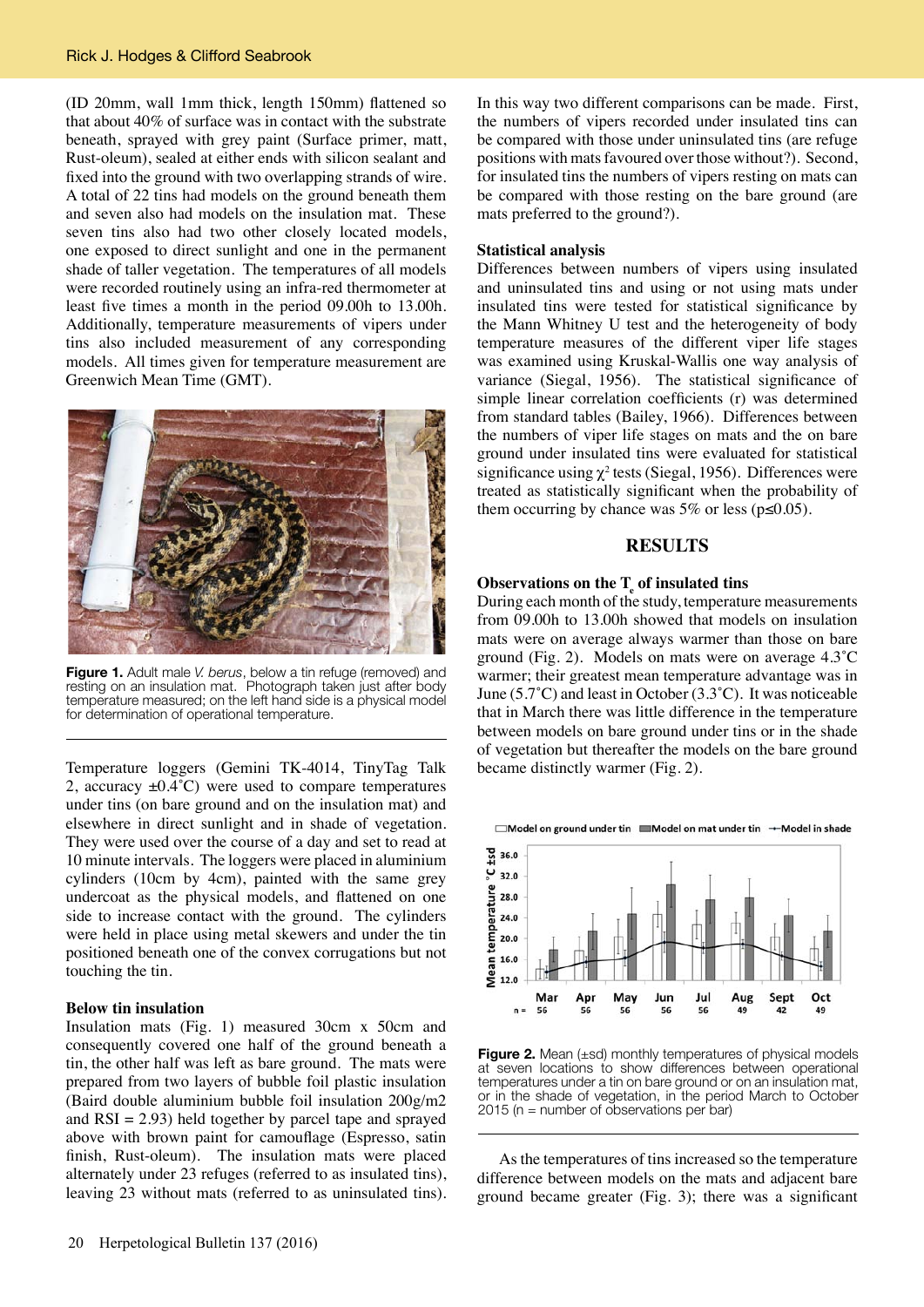(ID 20mm, wall 1mm thick, length 150mm) flattened so that about 40% of surface was in contact with the substrate beneath, sprayed with grey paint (Surface primer, matt, Rust-oleum), sealed at either ends with silicon sealant and fixed into the ground with two overlapping strands of wire. A total of 22 tins had models on the ground beneath them and seven also had models on the insulation mat. These seven tins also had two other closely located models, one exposed to direct sunlight and one in the permanent shade of taller vegetation. The temperatures of all models were recorded routinely using an infra-red thermometer at least five times a month in the period 09.00h to 13.00h. Additionally, temperature measurements of vipers under tins also included measurement of any corresponding models. All times given for temperature measurement are Greenwich Mean Time (GMT).

**Figure 1.** Adult male *V. berus*, below a tin refuge (removed) and resting on an insulation mat. Photograph taken just after body temperature measured; on the left hand side is a physical model for determination of operational temperature.

Temperature loggers (Gemini TK-4014, TinyTag Talk 2, accuracy ±0.4˚C) were used to compare temperatures under tins (on bare ground and on the insulation mat) and elsewhere in direct sunlight and in shade of vegetation. They were used over the course of a day and set to read at 10 minute intervals. The loggers were placed in aluminium cylinders (10cm by 4cm), painted with the same grey undercoat as the physical models, and flattened on one side to increase contact with the ground. The cylinders were held in place using metal skewers and under the tin positioned beneath one of the convex corrugations but not touching the tin.

**Below tin insulation**

Insulation mats (Fig. 1) measured 30cm x 50cm and consequently covered one half of the ground beneath a tin, the other half was left as bare ground. The mats were prepared from two layers of bubble foil plastic insulation (Baird double aluminium bubble foil insulation 200g/m2 and RSI = 2.93) held together by parcel tape and sprayed above with brown paint for camouflage (Espresso, satin finish, Rust-oleum). The insulation mats were placed alternately under 23 refuges (referred to as insulated tins), leaving 23 without mats (referred to as uninsulated tins). In this way two different comparisons can be made. First, the numbers of vipers recorded under insulated tins can be compared with those under uninsulated tins (are refuge positions with mats favoured over those without?). Second, for insulated tins the numbers of vipers resting on mats can be compared with those resting on the bare ground (are mats preferred to the ground?).

**Statistical analysis**

Differences between numbers of vipers using insulated and uninsulated tins and using or not using mats under insulated tins were tested for statistical significance by the Mann Whitney U test and the heterogeneity of body temperature measures of the different viper life stages was examined using Kruskal-Wallis one way analysis of variance (Siegal, 1956). The statistical significance of simple linear correlation coefficients (r) was determined from standard tables (Bailey, 1966). Differences between the numbers of viper life stages on mats and the on bare ground under insulated tins were evaluated for statistical significance using $\chi^2$ tests (Siegal, 1956). Differences were treated as statistically significant when the probability of them occurring by chance was 5% or less ($p \leq 0.05$).

## RESULTS

**Observations on the $T_e$ of insulated tins**

During each month of the study, temperature measurements from 09.00h to 13.00h showed that models on insulation mats were on average always warmer than those on bare ground (Fig. 2). Models on mats were on average 4.3˚C warmer; their greatest mean temperature advantage was in June (5.7˚C) and least in October (3.3˚C). It was noticeable that in March there was little difference in the temperature between models on bare ground under tins or in the shade of vegetation but thereafter the models on the bare ground became distinctly warmer (Fig. 2).

**Figure 2.** Mean (±sd) monthly temperatures of physical models at seven locations to show differences between operational temperatures under a tin on bare ground or on an insulation mat, or in the shade of vegetation, in the period March to October 2015 (n = number of observations per bar)

As the temperatures of tins increased so the temperature difference between models on the mats and adjacent bare ground became greater (Fig. 3); there was a significant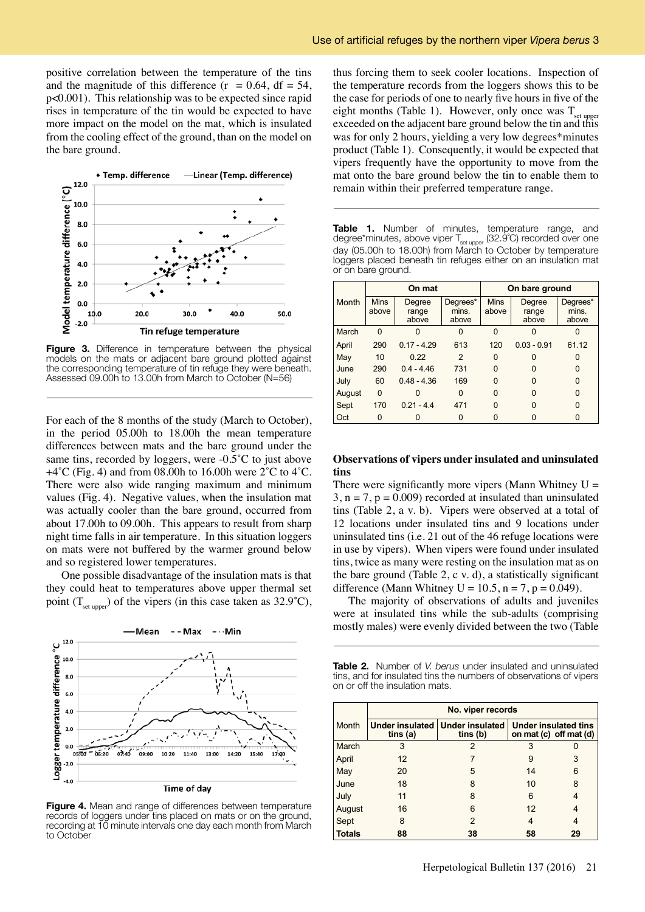positive correlation between the temperature of the tins and the magnitude of this difference ($r = 0.64$, $df = 54$, $p<0.001$). This relationship was to be expected since rapid rises in temperature of the tin would be expected to have more impact on the model on the mat, which is insulated from the cooling effect of the ground, than on the model on the bare ground.

**Figure 3.** Difference in temperature between the physical models on the mats or adjacent bare ground plotted against the corresponding temperature of tin refuge they were beneath. Assessed 09.00h to 13.00h from March to October (N=56)

For each of the 8 months of the study (March to October), in the period 05.00h to 18.00h the mean temperature differences between mats and the bare ground under the same tins, recorded by loggers, were -0.5˚C to just above +4˚C (Fig. 4) and from 08.00h to 16.00h were 2˚C to 4˚C. There were also wide ranging maximum and minimum values (Fig. 4). Negative values, when the insulation mat was actually cooler than the bare ground, occurred from about 17.00h to 09.00h. This appears to result from sharp night time falls in air temperature. In this situation loggers on mats were not buffered by the warmer ground below and so registered lower temperatures.

One possible disadvantage of the insulation mats is that they could heat to temperatures above upper thermal set point ($T_{set\ upper}$) of the vipers (in this case taken as 32.9˚C), thus forcing them to seek cooler locations. Inspection of the temperature records from the loggers shows this to be the case for periods of one to nearly five hours in five of the eight months (Table 1). However, only once was $T_{set\ upper}$ exceeded on the adjacent bare ground below the tin and this was for only 2 hours, yielding a very low degrees*minutes product (Table 1). Consequently, it would be expected that vipers frequently have the opportunity to move from the mat onto the bare ground below the tin to enable them to remain within their preferred temperature range.

**Figure 4.** Mean and range of differences between temperature records of loggers under tins placed on mats or on the ground, recording at 10 minute intervals one day each month from March to October

**Table 1.** Number of minutes, temperature range, and degree*minutes, above viper $T_{set\ upper}$ (32.9˚C) recorded over one day (05.00h to 18.00h) from March to October by temperature loggers placed beneath tin refuges either on an insulation mat or on bare ground.

| Month | On mat | | | On bare ground | | |
|---|---|---|---|---|---|---|
| | Mins above | Degree range above | Degrees* mins. above | Mins above | Degree range above | Degrees* mins. above |
| March | 0 | 0 | 0 | 0 | 0 | 0 |
| April | 290 | 0.17 - 4.29 | 613 | 120 | 0.03 - 0.91 | 61.12 |
| May | 10 | 0.22 | 2 | 0 | 0 | 0 |
| June | 290 | 0.4 - 4.46 | 731 | 0 | 0 | 0 |
| July | 60 | 0.48 - 4.36 | 169 | 0 | 0 | 0 |
| August | 0 | 0 | 0 | 0 | 0 | 0 |
| Sept | 170 | 0.21 - 4.4 | 471 | 0 | 0 | 0 |
| Oct | 0 | 0 | 0 | 0 | 0 | 0 |

### Observations of vipers under insulated and uninsulated tins

There were significantly more vipers (Mann Whitney $U = 3$, $n = 7$, $p = 0.009$) recorded at insulated than uninsulated tins (Table 2, a v. b). Vipers were observed at a total of 12 locations under insulated tins and 9 locations under uninsulated tins (i.e. 21 out of the 46 refuge locations were in use by vipers). When vipers were found under insulated tins, twice as many were resting on the insulation mat as on the bare ground (Table 2, c v. d), a statistically significant difference (Mann Whitney $U = 10.5$, $n = 7$, $p = 0.049$).

The majority of observations of adults and juveniles were at insulated tins while the sub-adults (comprising mostly males) were evenly divided between the two (Table

**Table 2.** Number of *V. berus* under insulated and uninsulated tins, and for insulated tins the numbers of observations of vipers on or off the insulation mats.

| Month | No. viper records | | | |
|---|---|---|---|---|
| | Under insulated tins (a) | Under insulated tins (b) | Under insulated tins on mat (c) | off mat (d) |
| March | 3 | 2 | 3 | 0 |
| April | 12 | 7 | 9 | 3 |
| May | 20 | 5 | 14 | 6 |
| June | 18 | 8 | 10 | 8 |
| July | 11 | 8 | 6 | 4 |
| August | 16 | 6 | 12 | 4 |
| Sept | 8 | 2 | 4 | 4 |
| **Totals** | **88** | **38** | **58** | **29** |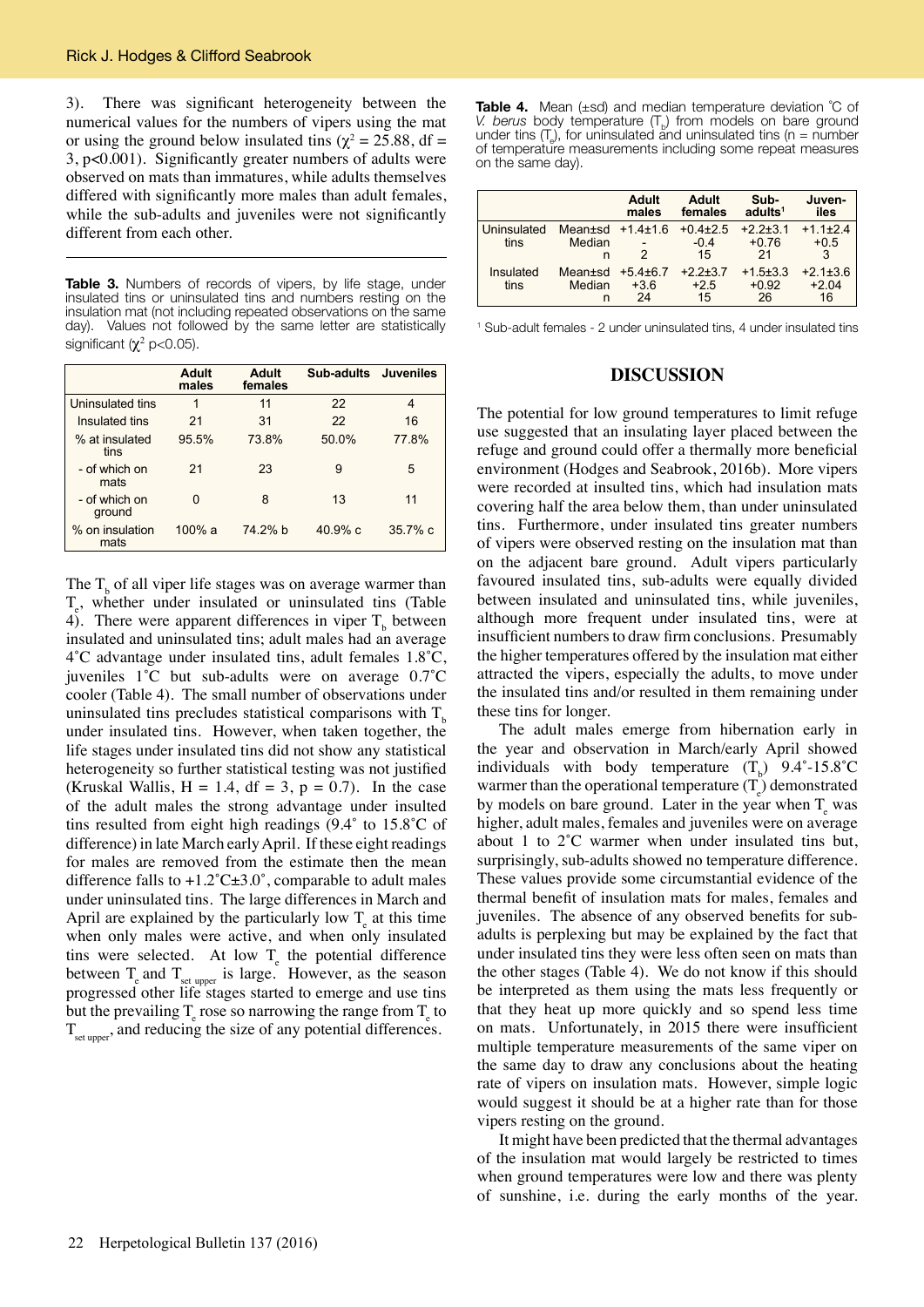3). There was significant heterogeneity between the numerical values for the numbers of vipers using the mat or using the ground below insulated tins ($\chi^2 = 25.88$, df = 3, p<0.001). Significantly greater numbers of adults were observed on mats than immatures, while adults themselves differed with significantly more males than adult females, while the sub-adults and juveniles were not significantly different from each other.

**Table 3.** Numbers of records of vipers, by life stage, under insulated tins or uninsulated tins and numbers resting on the insulation mat (not including repeated observations on the same day). Values not followed by the same letter are statistically significant ($\chi^2$ p<0.05).

| | Adult males | Adult females | Sub-adults | Juveniles |
|---|---|---|---|---|
| Uninsulated tins | 1 | 11 | 22 | 4 |
| Insulated tins | 21 | 31 | 22 | 16 |
| % at insulated tins | 95.5% | 73.8% | 50.0% | 77.8% |
| - of which on mats | 21 | 23 | 9 | 5 |
| - of which on ground | 0 | 8 | 13 | 11 |
| % on insulation mats | 100% a | 74.2% b | 40.9% c | 35.7% c |

The $T_b$ of all viper life stages was on average warmer than $T_e$, whether under insulated or uninsulated tins (Table 4). There were apparent differences in viper $T_b$ between insulated and uninsulated tins; adult males had an average 4˚C advantage under insulated tins, adult females 1.8˚C, juveniles 1˚C but sub-adults were on average 0.7˚C cooler (Table 4). The small number of observations under uninsulated tins precludes statistical comparisons with $T_b$ under insulated tins. However, when taken together, the life stages under insulated tins did not show any statistical heterogeneity so further statistical testing was not justified (Kruskal Wallis, H = 1.4, df = 3, p = 0.7). In the case of the adult males the strong advantage under insulted tins resulted from eight high readings (9.4˚ to 15.8˚C of difference) in late March early April. If these eight readings for males are removed from the estimate then the mean difference falls to +1.2˚C±3.0˚, comparable to adult males under uninsulated tins. The large differences in March and April are explained by the particularly low $T_e$ at this time when only males were active, and when only insulated tins were selected. At low $T_e$ the potential difference between $T_e$ and $T_{set\ upper}$ is large. However, as the season progressed other life stages started to emerge and use tins but the prevailing $T_e$ rose so narrowing the range from $T_e$ to $T_{set\ upper}$, and reducing the size of any potential differences.

**Table 4.** Mean (±sd) and median temperature deviation ˚C of *V. berus* body temperature ($T_b$) from models on bare ground under tins ($T_e$), for uninsulated and uninsulated tins (n = number of temperature measurements including some repeat measures on the same day).

| | | Adult males | Adult females | Sub-adults[1] | Juveniles |
|---|---|---|---|---|---|
| Uninsulated tins | Mean±sd | +1.4±1.6 | +0.4±2.5 | +2.2±3.1 | +1.1±2.4 |
| | Median | - | -0.4 | +0.76 | +0.5 |
| | n | 2 | 15 | 21 | 3 |
| Insulated tins | Mean±sd | +5.4±6.7 | +2.2±3.7 | +1.5±3.3 | +2.1±3.6 |
| | Median | +3.6 | +2.5 | +0.92 | +2.04 |
| | n | 24 | 15 | 26 | 16 |

[1] Sub-adult females - 2 under uninsulated tins, 4 under insulated tins

## DISCUSSION

The potential for low ground temperatures to limit refuge use suggested that an insulating layer placed between the refuge and ground could offer a thermally more beneficial environment (Hodges and Seabrook, 2016b). More vipers were recorded at insulted tins, which had insulation mats covering half the area below them, than under uninsulated tins. Furthermore, under insulated tins greater numbers of vipers were observed resting on the insulation mat than on the adjacent bare ground. Adult vipers particularly favoured insulated tins, sub-adults were equally divided between insulated and uninsulated tins, while juveniles, although more frequent under insulated tins, were at insufficient numbers to draw firm conclusions. Presumably the higher temperatures offered by the insulation mat either attracted the vipers, especially the adults, to move under the insulated tins and/or resulted in them remaining under these tins for longer.

The adult males emerge from hibernation early in the year and observation in March/early April showed individuals with body temperature ($T_b$) 9.4˚-15.8˚C warmer than the operational temperature ($T_e$) demonstrated by models on bare ground. Later in the year when $T_e$ was higher, adult males, females and juveniles were on average about 1 to 2˚C warmer when under insulated tins but, surprisingly, sub-adults showed no temperature difference. These values provide some circumstantial evidence of the thermal benefit of insulation mats for males, females and juveniles. The absence of any observed benefits for sub-adults is perplexing but may be explained by the fact that under insulated tins they were less often seen on mats than the other stages (Table 4). We do not know if this should be interpreted as them using the mats less frequently or that they heat up more quickly and so spend less time on mats. Unfortunately, in 2015 there were insufficient multiple temperature measurements of the same viper on the same day to draw any conclusions about the heating rate of vipers on insulation mats. However, simple logic would suggest it should be at a higher rate than for those vipers resting on the ground.

It might have been predicted that the thermal advantages of the insulation mat would largely be restricted to times when ground temperatures were low and there was plenty of sunshine, i.e. during the early months of the year.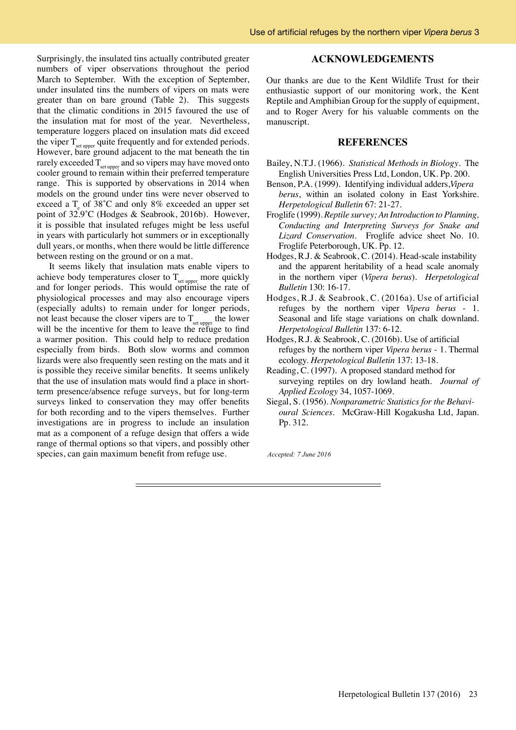Surprisingly, the insulated tins actually contributed greater numbers of viper observations throughout the period March to September. With the exception of September, under insulated tins the numbers of vipers on mats were greater than on bare ground (Table 2). This suggests that the climatic conditions in 2015 favoured the use of the insulation mat for most of the year. Nevertheless, temperature loggers placed on insulation mats did exceed the viper $T_{set\ upper}$ quite frequently and for extended periods. However, bare ground adjacent to the mat beneath the tin rarely exceeded $T_{set\ upper}$ and so vipers may have moved onto cooler ground to remain within their preferred temperature range. This is supported by observations in 2014 when models on the ground under tins were never observed to exceed a $T_e$ of 38˚C and only 8% exceeded an upper set point of 32.9˚C (Hodges & Seabrook, 2016b). However, it is possible that insulated refuges might be less useful in years with particularly hot summers or in exceptionally dull years, or months, when there would be little difference between resting on the ground or on a mat.

It seems likely that insulation mats enable vipers to achieve body temperatures closer to $T_{set\ upper}$ more quickly and for longer periods. This would optimise the rate of physiological processes and may also encourage vipers (especially adults) to remain under for longer periods, not least because the closer vipers are to $T_{set\ upper}$ the lower will be the incentive for them to leave the refuge to find a warmer position. This could help to reduce predation especially from birds. Both slow worms and common lizards were also frequently seen resting on the mats and it is possible they receive similar benefits. It seems unlikely that the use of insulation mats would find a place in short-term presence/absence refuge surveys, but for long-term surveys linked to conservation they may offer benefits for both recording and to the vipers themselves. Further investigations are in progress to include an insulation mat as a component of a refuge design that offers a wide range of thermal options so that vipers, and possibly other species, can gain maximum benefit from refuge use.

## ACKNOWLEDGEMENTS

Our thanks are due to the Kent Wildlife Trust for their enthusiastic support of our monitoring work, the Kent Reptile and Amphibian Group for the supply of equipment, and to Roger Avery for his valuable comments on the manuscript.

## REFERENCES

Bailey, N.T.J. (1966). *Statistical Methods in Biology*. The English Universities Press Ltd, London, UK. Pp. 200.

Benson, P.A. (1999). Identifying individual adders,*Vipera berus*, within an isolated colony in East Yorkshire. *Herpetological Bulletin* 67: 21-27.

Froglife (1999). *Reptile survey; An Introduction to Planning, Conducting and Interpreting Surveys for Snake and Lizard Conservation*. Froglife advice sheet No. 10. Froglife Peterborough, UK. Pp. 12.

Hodges, R.J. & Seabrook, C. (2014). Head-scale instability and the apparent heritability of a head scale anomaly in the northern viper (*Vipera berus*). *Herpetological Bulletin* 130: 16-17.

Hodges, R.J. & Seabrook, C. (2016a). Use of artificial refuges by the northern viper *Vipera berus* - 1. Seasonal and life stage variations on chalk downland. *Herpetological Bulletin* 137: 6-12.

Hodges, R.J. & Seabrook, C. (2016b). Use of artificial refuges by the northern viper *Vipera berus* - 1. Thermal ecology. *Herpetological Bulletin* 137: 13-18.

Reading, C. (1997). A proposed standard method for surveying reptiles on dry lowland heath. *Journal of Applied Ecology* 34, 1057-1069.

Siegal, S. (1956). *Nonparametric Statistics for the Behavioural Sciences*. McGraw-Hill Kogakusha Ltd, Japan. Pp. 312.

*Accepted: 7 June 2016*